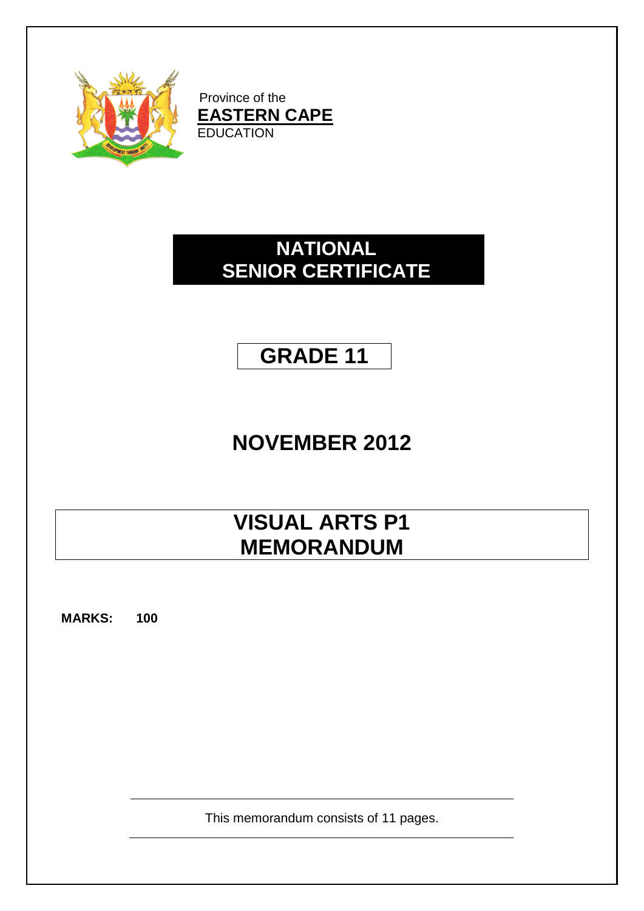Province of the
**EASTERN CAPE**
EDUCATION

# NATIONAL SENIOR CERTIFICATE

## GRADE 11

## NOVEMBER 2012

# VISUAL ARTS P1 MEMORANDUM

**MARKS: 100**

This memorandum consists of 11 pages.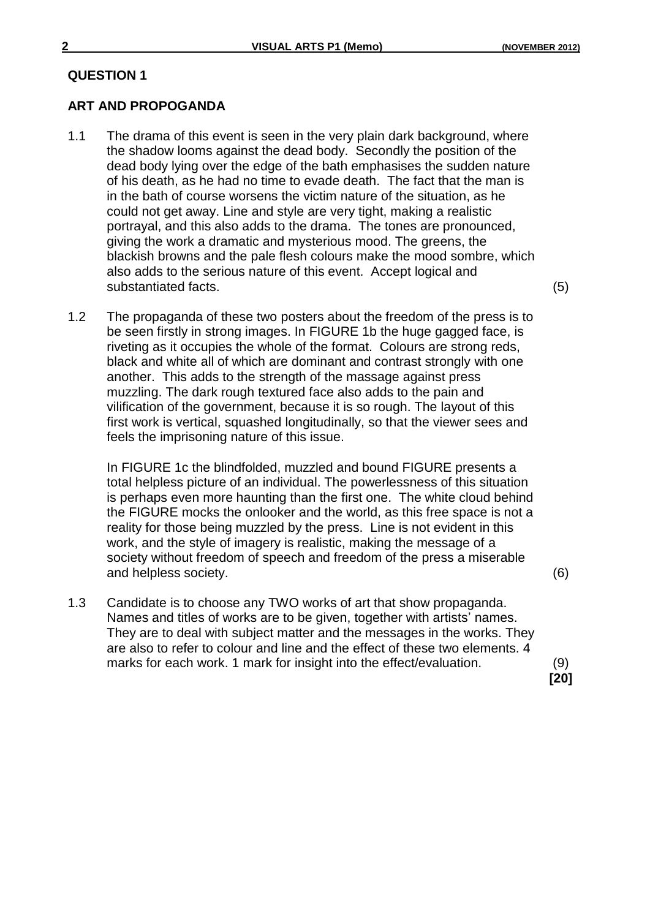## QUESTION 1

### ART AND PROPOGANDA

1.1 The drama of this event is seen in the very plain dark background, where the shadow looms against the dead body. Secondly the position of the dead body lying over the edge of the bath emphasises the sudden nature of his death, as he had no time to evade death. The fact that the man is in the bath of course worsens the victim nature of the situation, as he could not get away. Line and style are very tight, making a realistic portrayal, and this also adds to the drama. The tones are pronounced, giving the work a dramatic and mysterious mood. The greens, the blackish browns and the pale flesh colours make the mood sombre, which also adds to the serious nature of this event. Accept logical and substantiated facts. (5)

1.2 The propaganda of these two posters about the freedom of the press is to be seen firstly in strong images. In FIGURE 1b the huge gagged face, is riveting as it occupies the whole of the format. Colours are strong reds, black and white all of which are dominant and contrast strongly with one another. This adds to the strength of the massage against press muzzling. The dark rough textured face also adds to the pain and vilification of the government, because it is so rough. The layout of this first work is vertical, squashed longitudinally, so that the viewer sees and feels the imprisoning nature of this issue.

In FIGURE 1c the blindfolded, muzzled and bound FIGURE presents a total helpless picture of an individual. The powerlessness of this situation is perhaps even more haunting than the first one. The white cloud behind the FIGURE mocks the onlooker and the world, as this free space is not a reality for those being muzzled by the press. Line is not evident in this work, and the style of imagery is realistic, making the message of a society without freedom of speech and freedom of the press a miserable and helpless society. (6)

1.3 Candidate is to choose any TWO works of art that show propaganda. Names and titles of works are to be given, together with artists' names. They are to deal with subject matter and the messages in the works. They are also to refer to colour and line and the effect of these two elements. 4 marks for each work. 1 mark for insight into the effect/evaluation. (9)

**[20]**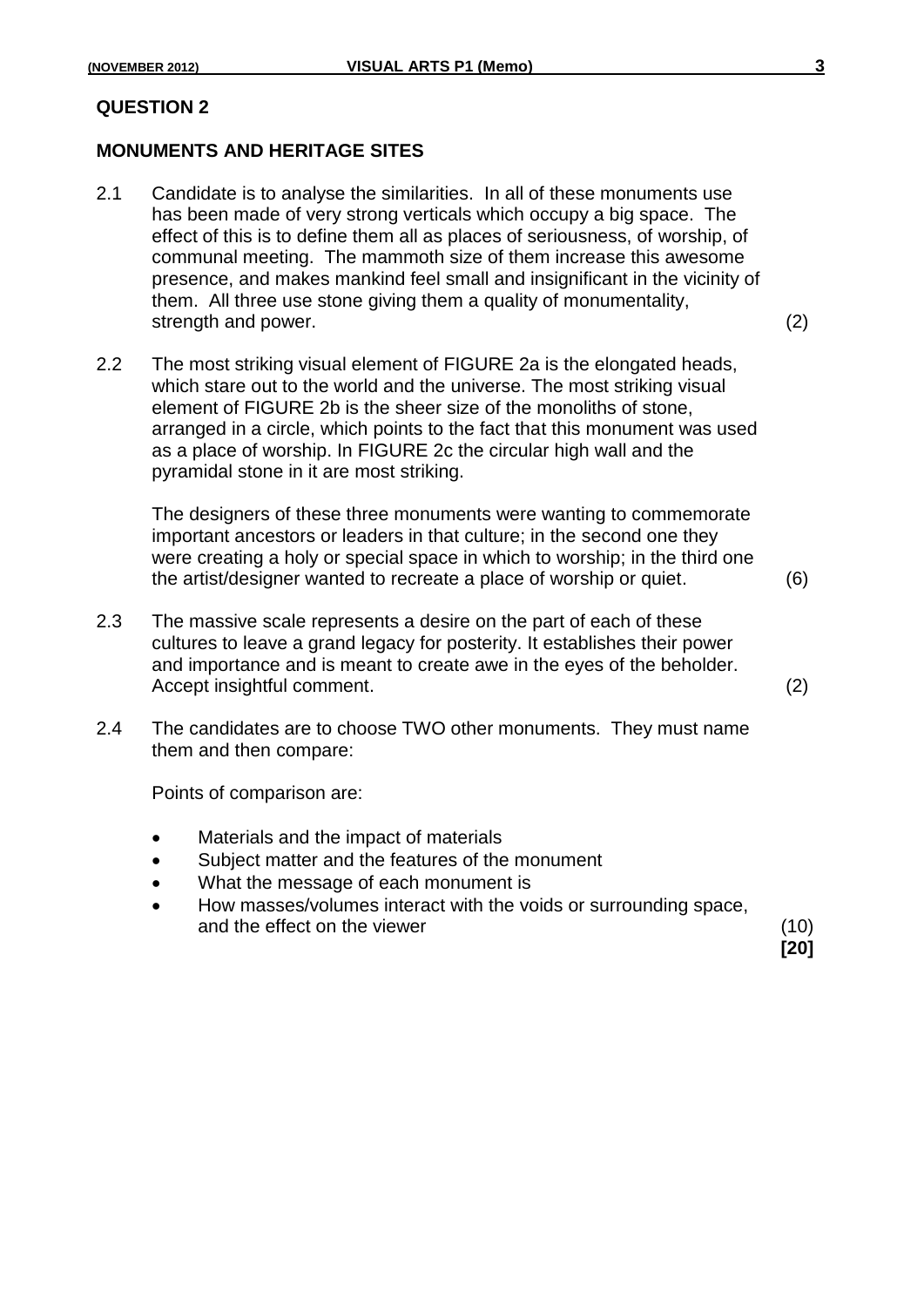## QUESTION 2

## MONUMENTS AND HERITAGE SITES

2.1 Candidate is to analyse the similarities. In all of these monuments use has been made of very strong verticals which occupy a big space. The effect of this is to define them all as places of seriousness, of worship, of communal meeting. The mammoth size of them increase this awesome presence, and makes mankind feel small and insignificant in the vicinity of them. All three use stone giving them a quality of monumentality, strength and power. (2)

2.2 The most striking visual element of FIGURE 2a is the elongated heads, which stare out to the world and the universe. The most striking visual element of FIGURE 2b is the sheer size of the monoliths of stone, arranged in a circle, which points to the fact that this monument was used as a place of worship. In FIGURE 2c the circular high wall and the pyramidal stone in it are most striking.

The designers of these three monuments were wanting to commemorate important ancestors or leaders in that culture; in the second one they were creating a holy or special space in which to worship; in the third one the artist/designer wanted to recreate a place of worship or quiet. (6)

2.3 The massive scale represents a desire on the part of each of these cultures to leave a grand legacy for posterity. It establishes their power and importance and is meant to create awe in the eyes of the beholder. Accept insightful comment. (2)

2.4 The candidates are to choose TWO other monuments. They must name them and then compare:

Points of comparison are:

- Materials and the impact of materials
- Subject matter and the features of the monument
- What the message of each monument is
- How masses/volumes interact with the voids or surrounding space, and the effect on the viewer (10)

**[20]**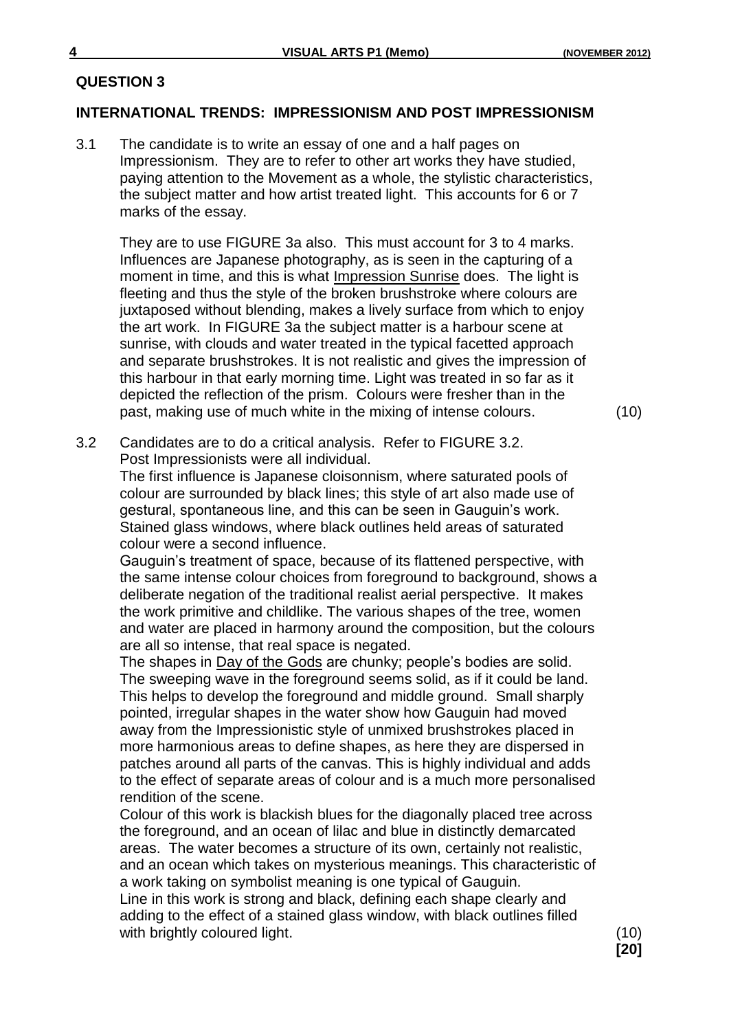## QUESTION 3

### INTERNATIONAL TRENDS: IMPRESSIONISM AND POST IMPRESSIONISM

3.1 The candidate is to write an essay of one and a half pages on Impressionism. They are to refer to other art works they have studied, paying attention to the Movement as a whole, the stylistic characteristics, the subject matter and how artist treated light. This accounts for 6 or 7 marks of the essay.

They are to use FIGURE 3a also. This must account for 3 to 4 marks. Influences are Japanese photography, as is seen in the capturing of a moment in time, and this is what <u>Impression Sunrise</u> does. The light is fleeting and thus the style of the broken brushstroke where colours are juxtaposed without blending, makes a lively surface from which to enjoy the art work. In FIGURE 3a the subject matter is a harbour scene at sunrise, with clouds and water treated in the typical facetted approach and separate brushstrokes. It is not realistic and gives the impression of this harbour in that early morning time. Light was treated in so far as it depicted the reflection of the prism. Colours were fresher than in the past, making use of much white in the mixing of intense colours. (10)

3.2 Candidates are to do a critical analysis. Refer to FIGURE 3.2. Post Impressionists were all individual.

The first influence is Japanese cloisonnism, where saturated pools of colour are surrounded by black lines; this style of art also made use of gestural, spontaneous line, and this can be seen in Gauguin's work. Stained glass windows, where black outlines held areas of saturated colour were a second influence.

Gauguin's treatment of space, because of its flattened perspective, with the same intense colour choices from foreground to background, shows a deliberate negation of the traditional realist aerial perspective. It makes the work primitive and childlike. The various shapes of the tree, women and water are placed in harmony around the composition, but the colours are all so intense, that real space is negated.

The shapes in <u>Day of the Gods</u> are chunky; people's bodies are solid. The sweeping wave in the foreground seems solid, as if it could be land. This helps to develop the foreground and middle ground. Small sharply pointed, irregular shapes in the water show how Gauguin had moved away from the Impressionistic style of unmixed brushstrokes placed in more harmonious areas to define shapes, as here they are dispersed in patches around all parts of the canvas. This is highly individual and adds to the effect of separate areas of colour and is a much more personalised rendition of the scene.

Colour of this work is blackish blues for the diagonally placed tree across the foreground, and an ocean of lilac and blue in distinctly demarcated areas. The water becomes a structure of its own, certainly not realistic, and an ocean which takes on mysterious meanings. This characteristic of a work taking on symbolist meaning is one typical of Gauguin.

Line in this work is strong and black, defining each shape clearly and adding to the effect of a stained glass window, with black outlines filled with brightly coloured light. (10)

**[20]**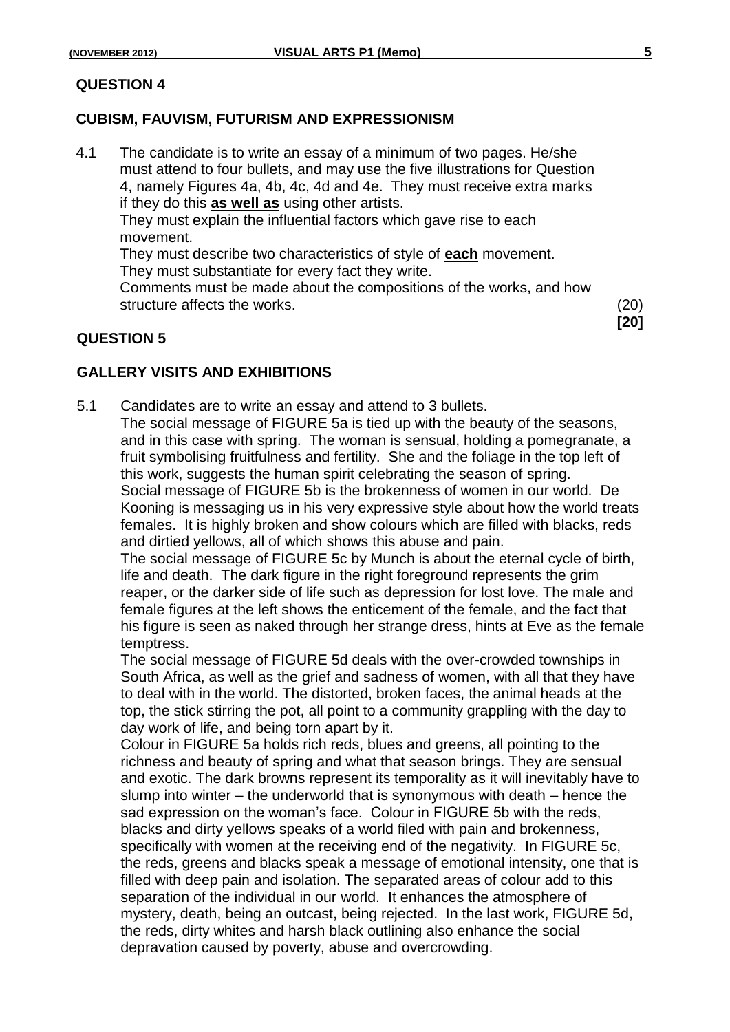## QUESTION 4

### CUBISM, FAUVISM, FUTURISM AND EXPRESSIONISM

4.1 The candidate is to write an essay of a minimum of two pages. He/she must attend to four bullets, and may use the five illustrations for Question 4, namely Figures 4a, 4b, 4c, 4d and 4e. They must receive extra marks if they do this **as well as** using other artists.
They must explain the influential factors which gave rise to each movement.
They must describe two characteristics of style of **each** movement.
They must substantiate for every fact they write.
Comments must be made about the compositions of the works, and how structure affects the works. (20)

**[20]**

## QUESTION 5

### GALLERY VISITS AND EXHIBITIONS

5.1 Candidates are to write an essay and attend to 3 bullets.
The social message of FIGURE 5a is tied up with the beauty of the seasons, and in this case with spring. The woman is sensual, holding a pomegranate, a fruit symbolising fruitfulness and fertility. She and the foliage in the top left of this work, suggests the human spirit celebrating the season of spring.
Social message of FIGURE 5b is the brokenness of women in our world. De Kooning is messaging us in his very expressive style about how the world treats females. It is highly broken and show colours which are filled with blacks, reds and dirtied yellows, all of which shows this abuse and pain.
The social message of FIGURE 5c by Munch is about the eternal cycle of birth, life and death. The dark figure in the right foreground represents the grim reaper, or the darker side of life such as depression for lost love. The male and female figures at the left shows the enticement of the female, and the fact that his figure is seen as naked through her strange dress, hints at Eve as the female temptress.
The social message of FIGURE 5d deals with the over-crowded townships in South Africa, as well as the grief and sadness of women, with all that they have to deal with in the world. The distorted, broken faces, the animal heads at the top, the stick stirring the pot, all point to a community grappling with the day to day work of life, and being torn apart by it.
Colour in FIGURE 5a holds rich reds, blues and greens, all pointing to the richness and beauty of spring and what that season brings. They are sensual and exotic. The dark browns represent its temporality as it will inevitably have to slump into winter – the underworld that is synonymous with death – hence the sad expression on the woman's face. Colour in FIGURE 5b with the reds, blacks and dirty yellows speaks of a world filed with pain and brokenness, specifically with women at the receiving end of the negativity. In FIGURE 5c, the reds, greens and blacks speak a message of emotional intensity, one that is filled with deep pain and isolation. The separated areas of colour add to this separation of the individual in our world. It enhances the atmosphere of mystery, death, being an outcast, being rejected. In the last work, FIGURE 5d, the reds, dirty whites and harsh black outlining also enhance the social depravation caused by poverty, abuse and overcrowding.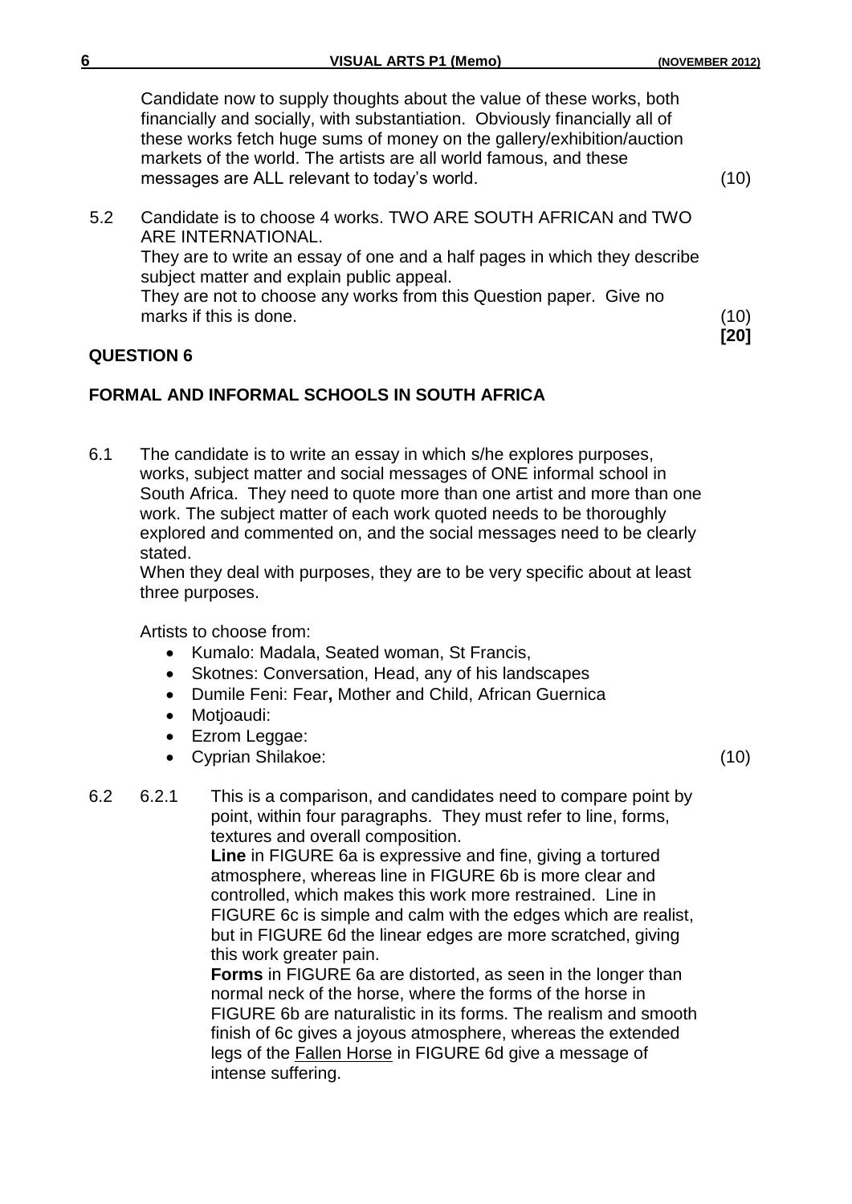Candidate now to supply thoughts about the value of these works, both financially and socially, with substantiation. Obviously financially all of these works fetch huge sums of money on the gallery/exhibition/auction markets of the world. The artists are all world famous, and these messages are ALL relevant to today's world. (10)

5.2 Candidate is to choose 4 works. TWO ARE SOUTH AFRICAN and TWO ARE INTERNATIONAL.
They are to write an essay of one and a half pages in which they describe subject matter and explain public appeal.
They are not to choose any works from this Question paper. Give no marks if this is done. (10)
**[20]**

## QUESTION 6

## FORMAL AND INFORMAL SCHOOLS IN SOUTH AFRICA

6.1 The candidate is to write an essay in which s/he explores purposes, works, subject matter and social messages of ONE informal school in South Africa. They need to quote more than one artist and more than one work. The subject matter of each work quoted needs to be thoroughly explored and commented on, and the social messages need to be clearly stated.
When they deal with purposes, they are to be very specific about at least three purposes.

Artists to choose from:

- Kumalo: Madala, Seated woman, St Francis,
- Skotnes: Conversation, Head, any of his landscapes
- Dumile Feni: Fear**,** Mother and Child, African Guernica
- Motjoaudi:
- Ezrom Leggae:
- Cyprian Shilakoe: (10)

6.2 6.2.1 This is a comparison, and candidates need to compare point by point, within four paragraphs. They must refer to line, forms, textures and overall composition.
**Line** in FIGURE 6a is expressive and fine, giving a tortured atmosphere, whereas line in FIGURE 6b is more clear and controlled, which makes this work more restrained. Line in FIGURE 6c is simple and calm with the edges which are realist, but in FIGURE 6d the linear edges are more scratched, giving this work greater pain.
**Forms** in FIGURE 6a are distorted, as seen in the longer than normal neck of the horse, where the forms of the horse in FIGURE 6b are naturalistic in its forms. The realism and smooth finish of 6c gives a joyous atmosphere, whereas the extended legs of the Fallen Horse in FIGURE 6d give a message of intense suffering.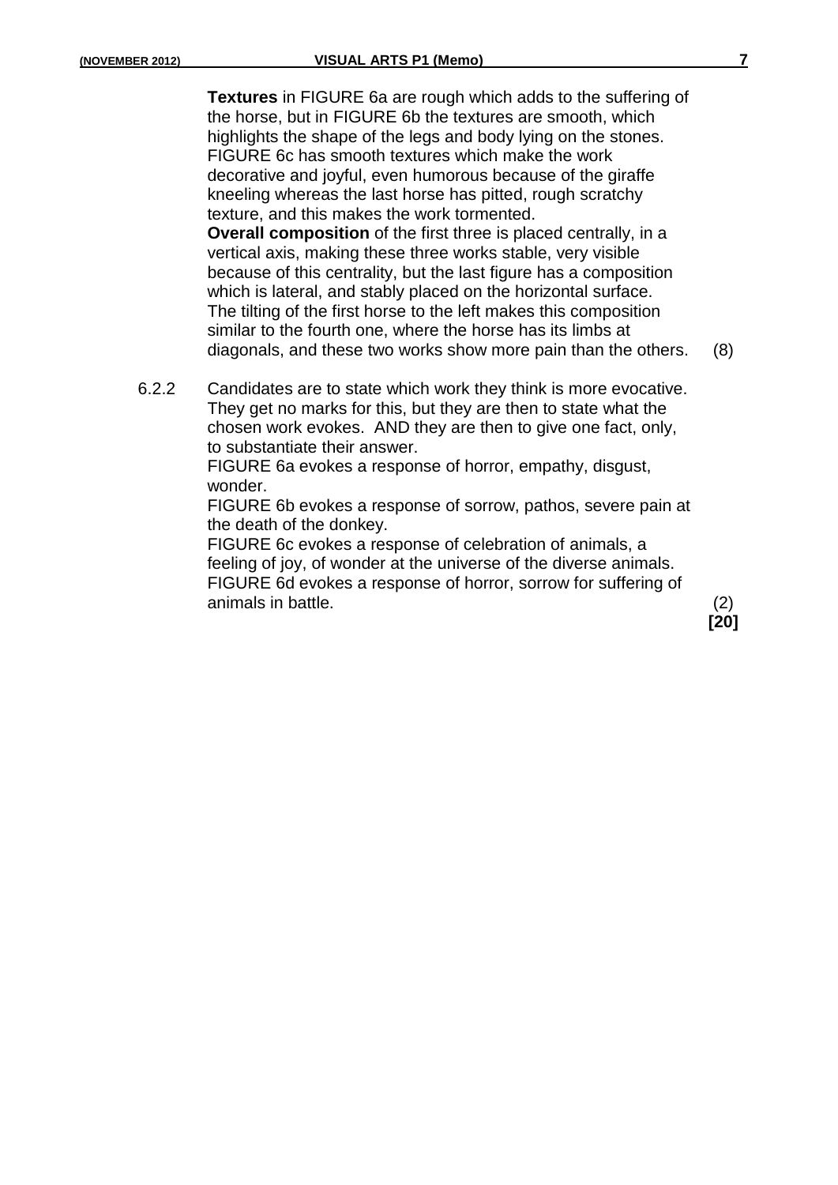**Textures** in FIGURE 6a are rough which adds to the suffering of the horse, but in FIGURE 6b the textures are smooth, which highlights the shape of the legs and body lying on the stones. FIGURE 6c has smooth textures which make the work decorative and joyful, even humorous because of the giraffe kneeling whereas the last horse has pitted, rough scratchy texture, and this makes the work tormented.

**Overall composition** of the first three is placed centrally, in a vertical axis, making these three works stable, very visible because of this centrality, but the last figure has a composition which is lateral, and stably placed on the horizontal surface. The tilting of the first horse to the left makes this composition similar to the fourth one, where the horse has its limbs at diagonals, and these two works show more pain than the others. (8)

6.2.2 Candidates are to state which work they think is more evocative. They get no marks for this, but they are then to state what the chosen work evokes. AND they are then to give one fact, only, to substantiate their answer.

FIGURE 6a evokes a response of horror, empathy, disgust, wonder.

FIGURE 6b evokes a response of sorrow, pathos, severe pain at the death of the donkey.

FIGURE 6c evokes a response of celebration of animals, a feeling of joy, of wonder at the universe of the diverse animals.

FIGURE 6d evokes a response of horror, sorrow for suffering of animals in battle. (2)

**[20]**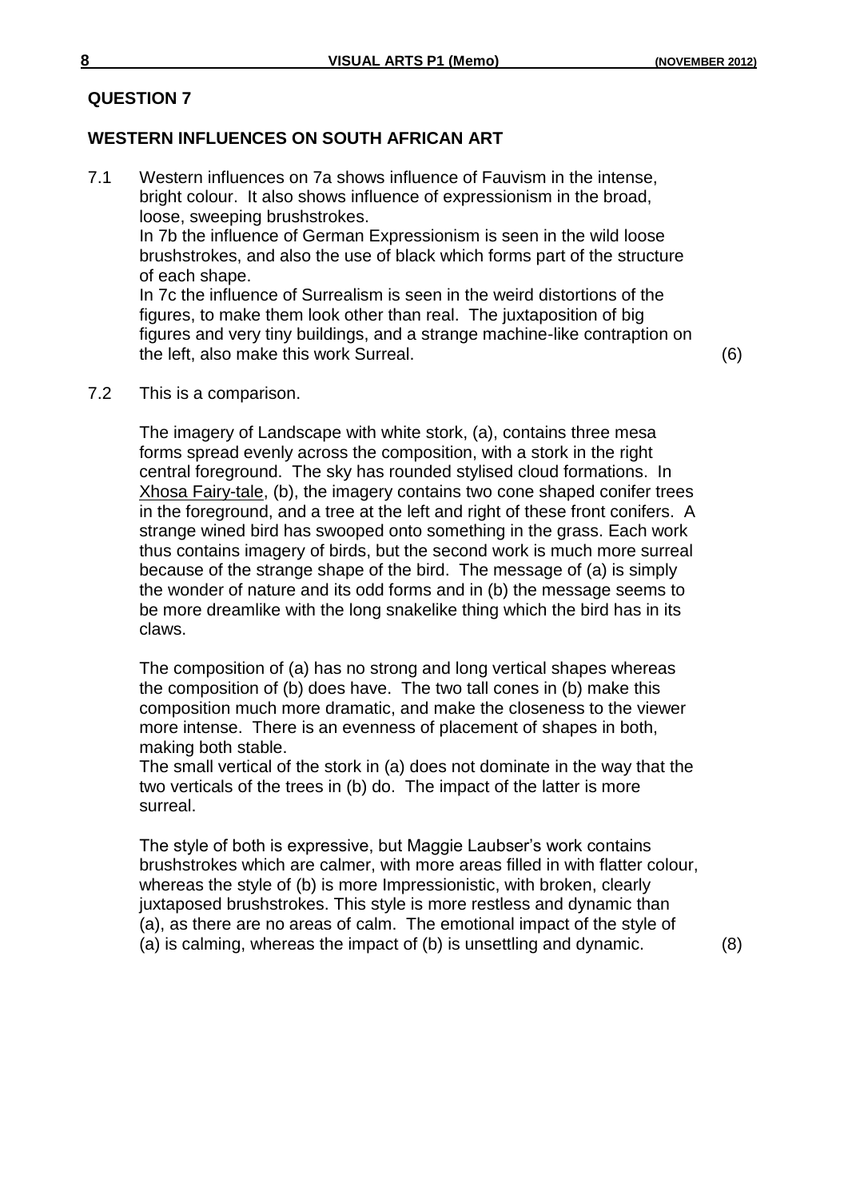## QUESTION 7

### WESTERN INFLUENCES ON SOUTH AFRICAN ART

7.1 Western influences on 7a shows influence of Fauvism in the intense, bright colour. It also shows influence of expressionism in the broad, loose, sweeping brushstrokes.
In 7b the influence of German Expressionism is seen in the wild loose brushstrokes, and also the use of black which forms part of the structure of each shape.
In 7c the influence of Surrealism is seen in the weird distortions of the figures, to make them look other than real. The juxtaposition of big figures and very tiny buildings, and a strange machine-like contraption on the left, also make this work Surreal. (6)

7.2 This is a comparison.

The imagery of Landscape with white stork, (a), contains three mesa forms spread evenly across the composition, with a stork in the right central foreground. The sky has rounded stylised cloud formations. In Xhosa Fairy-tale, (b), the imagery contains two cone shaped conifer trees in the foreground, and a tree at the left and right of these front conifers. A strange wined bird has swooped onto something in the grass. Each work thus contains imagery of birds, but the second work is much more surreal because of the strange shape of the bird. The message of (a) is simply the wonder of nature and its odd forms and in (b) the message seems to be more dreamlike with the long snakelike thing which the bird has in its claws.

The composition of (a) has no strong and long vertical shapes whereas the composition of (b) does have. The two tall cones in (b) make this composition much more dramatic, and make the closeness to the viewer more intense. There is an evenness of placement of shapes in both, making both stable.
The small vertical of the stork in (a) does not dominate in the way that the two verticals of the trees in (b) do. The impact of the latter is more surreal.

The style of both is expressive, but Maggie Laubser's work contains brushstrokes which are calmer, with more areas filled in with flatter colour, whereas the style of (b) is more Impressionistic, with broken, clearly juxtaposed brushstrokes. This style is more restless and dynamic than (a), as there are no areas of calm. The emotional impact of the style of (a) is calming, whereas the impact of (b) is unsettling and dynamic. (8)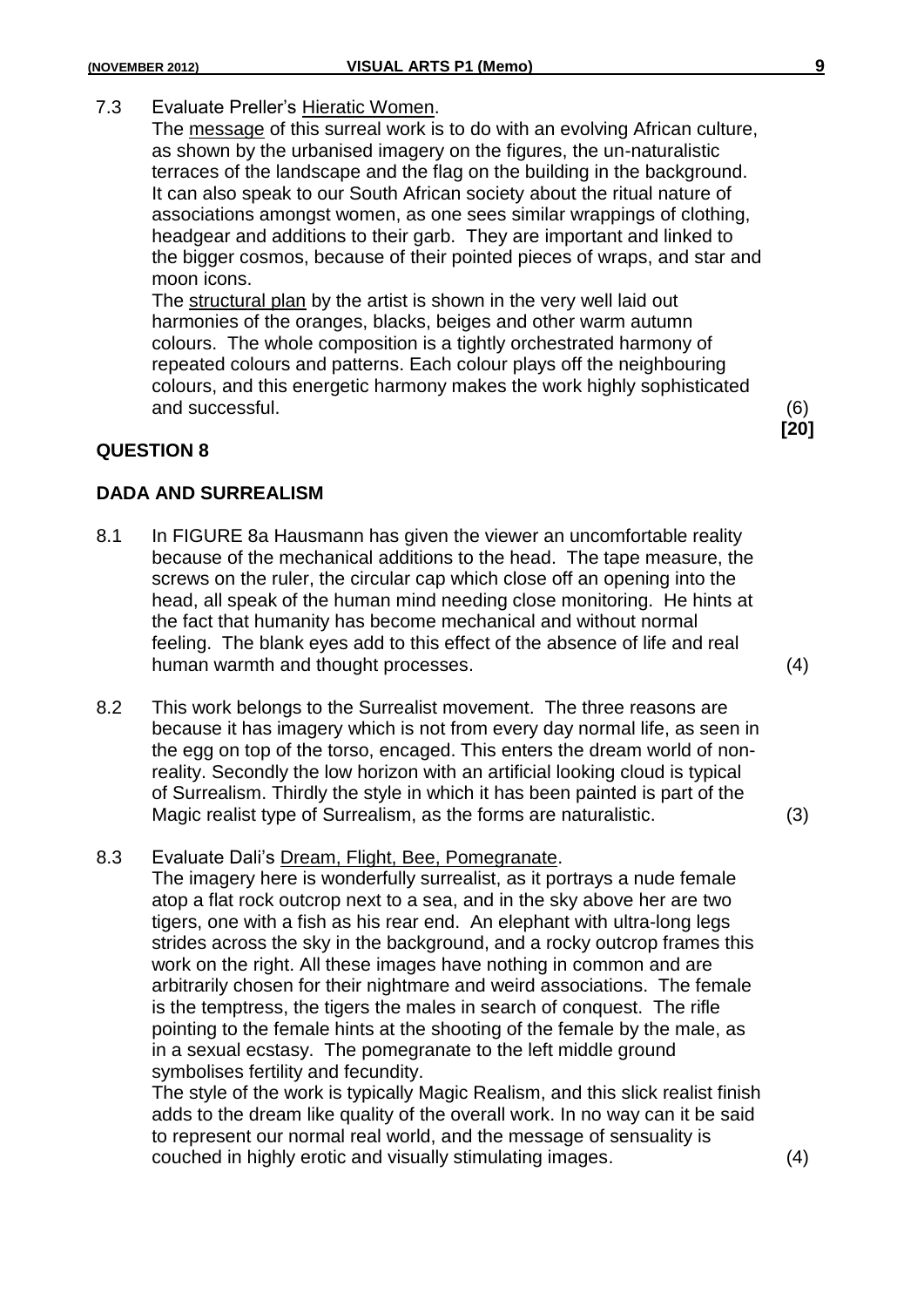7.3 Evaluate Preller's Hieratic Women.

The message of this surreal work is to do with an evolving African culture, as shown by the urbanised imagery on the figures, the un-naturalistic terraces of the landscape and the flag on the building in the background. It can also speak to our South African society about the ritual nature of associations amongst women, as one sees similar wrappings of clothing, headgear and additions to their garb. They are important and linked to the bigger cosmos, because of their pointed pieces of wraps, and star and moon icons.

The structural plan by the artist is shown in the very well laid out harmonies of the oranges, blacks, beiges and other warm autumn colours. The whole composition is a tightly orchestrated harmony of repeated colours and patterns. Each colour plays off the neighbouring colours, and this energetic harmony makes the work highly sophisticated and successful. (6)

**[20]**

## QUESTION 8

## DADA AND SURREALISM

8.1 In FIGURE 8a Hausmann has given the viewer an uncomfortable reality because of the mechanical additions to the head. The tape measure, the screws on the ruler, the circular cap which close off an opening into the head, all speak of the human mind needing close monitoring. He hints at the fact that humanity has become mechanical and without normal feeling. The blank eyes add to this effect of the absence of life and real human warmth and thought processes. (4)

8.2 This work belongs to the Surrealist movement. The three reasons are because it has imagery which is not from every day normal life, as seen in the egg on top of the torso, encaged. This enters the dream world of non-reality. Secondly the low horizon with an artificial looking cloud is typical of Surrealism. Thirdly the style in which it has been painted is part of the Magic realist type of Surrealism, as the forms are naturalistic. (3)

8.3 Evaluate Dali's Dream, Flight, Bee, Pomegranate.

The imagery here is wonderfully surrealist, as it portrays a nude female atop a flat rock outcrop next to a sea, and in the sky above her are two tigers, one with a fish as his rear end. An elephant with ultra-long legs strides across the sky in the background, and a rocky outcrop frames this work on the right. All these images have nothing in common and are arbitrarily chosen for their nightmare and weird associations. The female is the temptress, the tigers the males in search of conquest. The rifle pointing to the female hints at the shooting of the female by the male, as in a sexual ecstasy. The pomegranate to the left middle ground symbolises fertility and fecundity.

The style of the work is typically Magic Realism, and this slick realist finish adds to the dream like quality of the overall work. In no way can it be said to represent our normal real world, and the message of sensuality is couched in highly erotic and visually stimulating images. (4)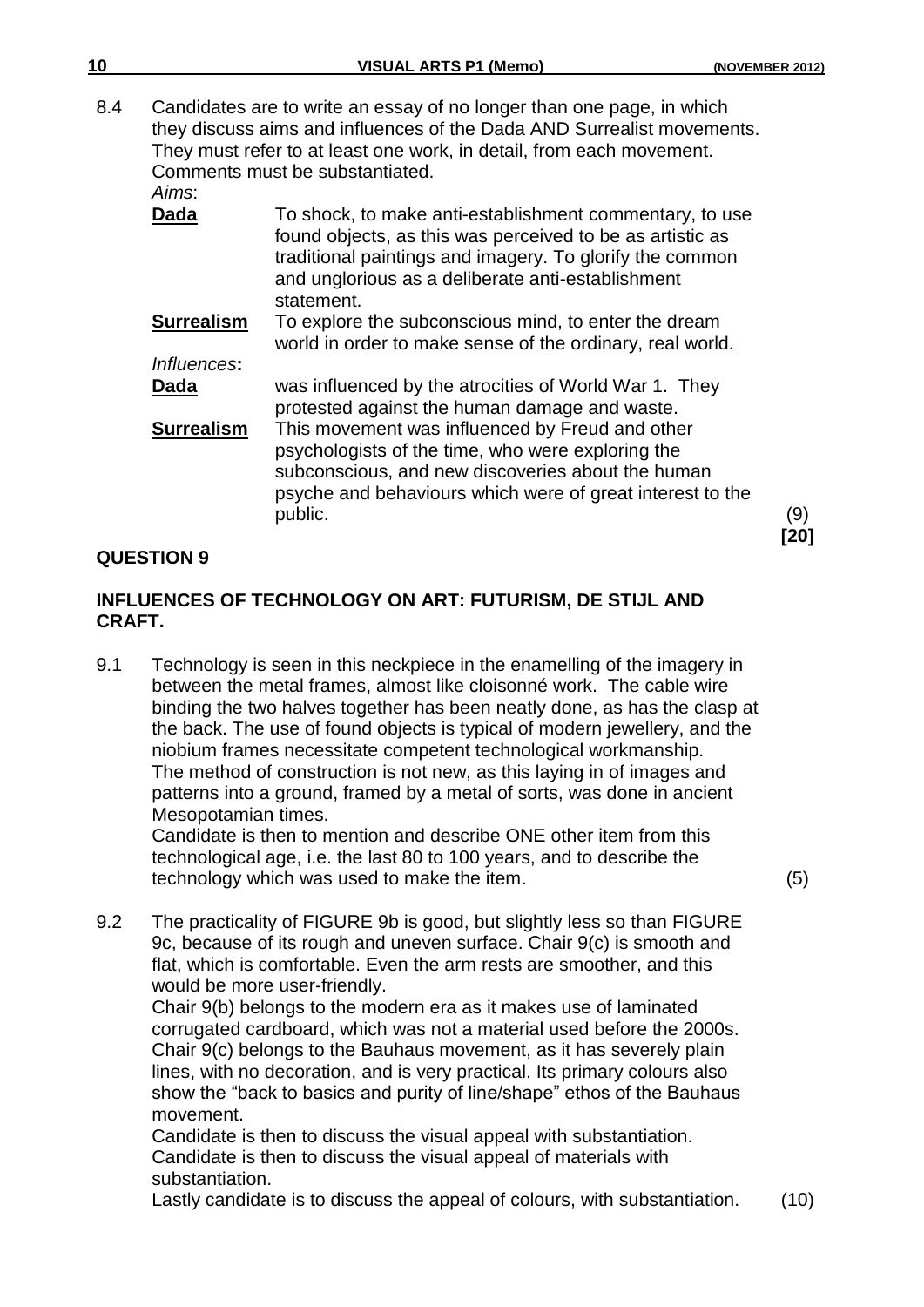8.4 Candidates are to write an essay of no longer than one page, in which they discuss aims and influences of the Dada AND Surrealist movements. They must refer to at least one work, in detail, from each movement. Comments must be substantiated.

*Aims*:

**Dada** To shock, to make anti-establishment commentary, to use found objects, as this was perceived to be as artistic as traditional paintings and imagery. To glorify the common and unglorious as a deliberate anti-establishment statement.

**Surrealism** To explore the subconscious mind, to enter the dream world in order to make sense of the ordinary, real world.

*Influences*:

**Dada** was influenced by the atrocities of World War 1. They protested against the human damage and waste.

**Surrealism** This movement was influenced by Freud and other psychologists of the time, who were exploring the subconscious, and new discoveries about the human psyche and behaviours which were of great interest to the public. (9)

**[20]**

## QUESTION 9

### INFLUENCES OF TECHNOLOGY ON ART: FUTURISM, DE STIJL AND CRAFT.

9.1 Technology is seen in this neckpiece in the enamelling of the imagery in between the metal frames, almost like cloisonné work. The cable wire binding the two halves together has been neatly done, as has the clasp at the back. The use of found objects is typical of modern jewellery, and the niobium frames necessitate competent technological workmanship. The method of construction is not new, as this laying in of images and patterns into a ground, framed by a metal of sorts, was done in ancient Mesopotamian times.
Candidate is then to mention and describe ONE other item from this technological age, i.e. the last 80 to 100 years, and to describe the technology which was used to make the item. (5)

9.2 The practicality of FIGURE 9b is good, but slightly less so than FIGURE 9c, because of its rough and uneven surface. Chair 9(c) is smooth and flat, which is comfortable. Even the arm rests are smoother, and this would be more user-friendly.
Chair 9(b) belongs to the modern era as it makes use of laminated corrugated cardboard, which was not a material used before the 2000s. Chair 9(c) belongs to the Bauhaus movement, as it has severely plain lines, with no decoration, and is very practical. Its primary colours also show the "back to basics and purity of line/shape" ethos of the Bauhaus movement.
Candidate is then to discuss the visual appeal with substantiation.
Candidate is then to discuss the visual appeal of materials with substantiation.
Lastly candidate is to discuss the appeal of colours, with substantiation. (10)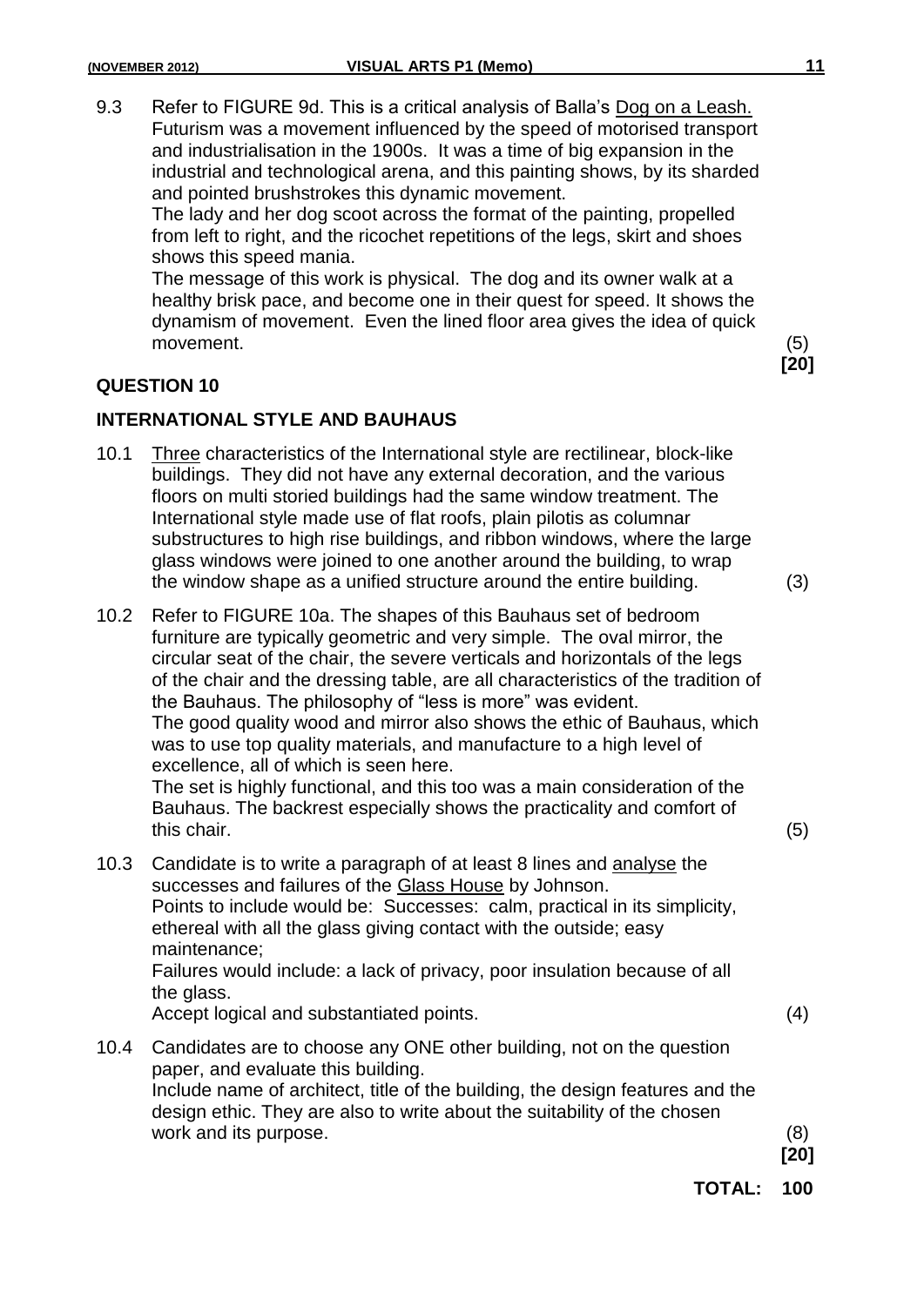9.3 Refer to FIGURE 9d. This is a critical analysis of Balla's <u>Dog on a Leash.</u> Futurism was a movement influenced by the speed of motorised transport and industrialisation in the 1900s. It was a time of big expansion in the industrial and technological arena, and this painting shows, by its sharded and pointed brushstrokes this dynamic movement.
The lady and her dog scoot across the format of the painting, propelled from left to right, and the ricochet repetitions of the legs, skirt and shoes shows this speed mania.
The message of this work is physical. The dog and its owner walk at a healthy brisk pace, and become one in their quest for speed. It shows the dynamism of movement. Even the lined floor area gives the idea of quick movement. (5)
**[20]**

## QUESTION 10

## INTERNATIONAL STYLE AND BAUHAUS

10.1 <u>Three</u> characteristics of the International style are rectilinear, block-like buildings. They did not have any external decoration, and the various floors on multi storied buildings had the same window treatment. The International style made use of flat roofs, plain pilotis as columnar substructures to high rise buildings, and ribbon windows, where the large glass windows were joined to one another around the building, to wrap the window shape as a unified structure around the entire building. (3)

10.2 Refer to FIGURE 10a. The shapes of this Bauhaus set of bedroom furniture are typically geometric and very simple. The oval mirror, the circular seat of the chair, the severe verticals and horizontals of the legs of the chair and the dressing table, are all characteristics of the tradition of the Bauhaus. The philosophy of "less is more" was evident.
The good quality wood and mirror also shows the ethic of Bauhaus, which was to use top quality materials, and manufacture to a high level of excellence, all of which is seen here.
The set is highly functional, and this too was a main consideration of the Bauhaus. The backrest especially shows the practicality and comfort of this chair. (5)

10.3 Candidate is to write a paragraph of at least 8 lines and <u>analyse</u> the successes and failures of the <u>Glass House</u> by Johnson.
Points to include would be: Successes: calm, practical in its simplicity, ethereal with all the glass giving contact with the outside; easy maintenance;
Failures would include: a lack of privacy, poor insulation because of all the glass.
Accept logical and substantiated points. (4)

10.4 Candidates are to choose any ONE other building, not on the question paper, and evaluate this building.
Include name of architect, title of the building, the design features and the design ethic. They are also to write about the suitability of the chosen work and its purpose. (8)
**[20]**

**TOTAL: 100**